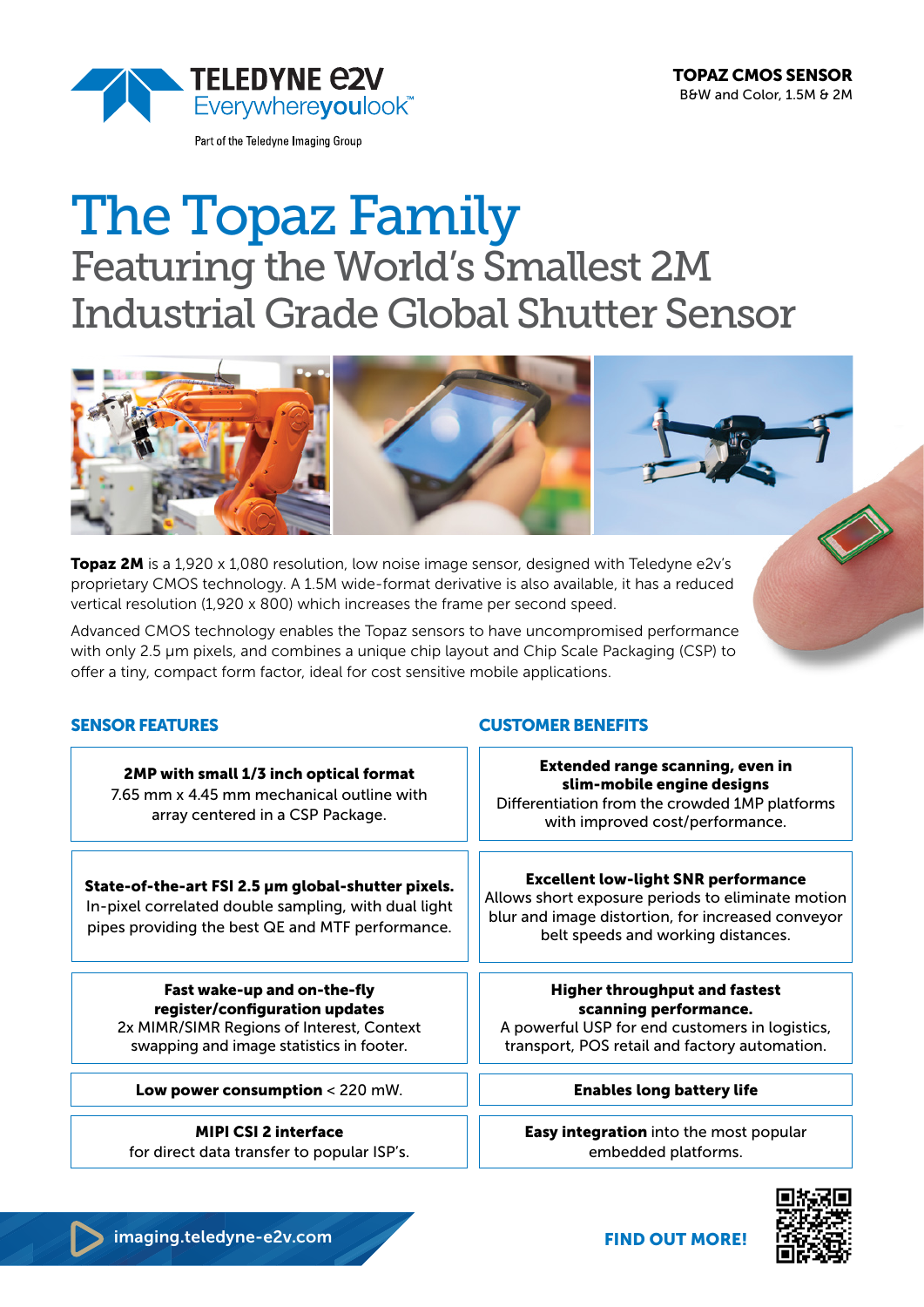TELEDYNE e2V
Everywhereyoulook™

Part of the Teledyne Imaging Group

**TOPAZ CMOS SENSOR**
B&W and Color, 1.5M & 2M

# The Topaz Family

## Featuring the World's Smallest 2M Industrial Grade Global Shutter Sensor

**Topaz 2M** is a 1,920 x 1,080 resolution, low noise image sensor, designed with Teledyne e2v's proprietary CMOS technology. A 1.5M wide-format derivative is also available, it has a reduced vertical resolution (1,920 x 800) which increases the frame per second speed.

Advanced CMOS technology enables the Topaz sensors to have uncompromised performance with only 2.5 µm pixels, and combines a unique chip layout and Chip Scale Packaging (CSP) to offer a tiny, compact form factor, ideal for cost sensitive mobile applications.

| SENSOR FEATURES | CUSTOMER BENEFITS |
| --- | --- |
| **2MP with small 1/3 inch optical format** 7.65 mm x 4.45 mm mechanical outline with array centered in a CSP Package. | **Extended range scanning, even in slim-mobile engine designs** Differentiation from the crowded 1MP platforms with improved cost/performance. |
| **State-of-the-art FSI 2.5 µm global-shutter pixels.** In-pixel correlated double sampling, with dual light pipes providing the best QE and MTF performance. | **Excellent low-light SNR performance** Allows short exposure periods to eliminate motion blur and image distortion, for increased conveyor belt speeds and working distances. |
| **Fast wake-up and on-the-fly register/configuration updates** 2x MIMR/SIMR Regions of Interest, Context swapping and image statistics in footer. | **Higher throughput and fastest scanning performance.** A powerful USP for end customers in logistics, transport, POS retail and factory automation. |
| **Low power consumption** < 220 mW. | **Enables long battery life** |
| **MIPI CSI 2 interface** for direct data transfer to popular ISP's. | **Easy integration** into the most popular embedded platforms. |

imaging.teledyne-e2v.com

**FIND OUT MORE!**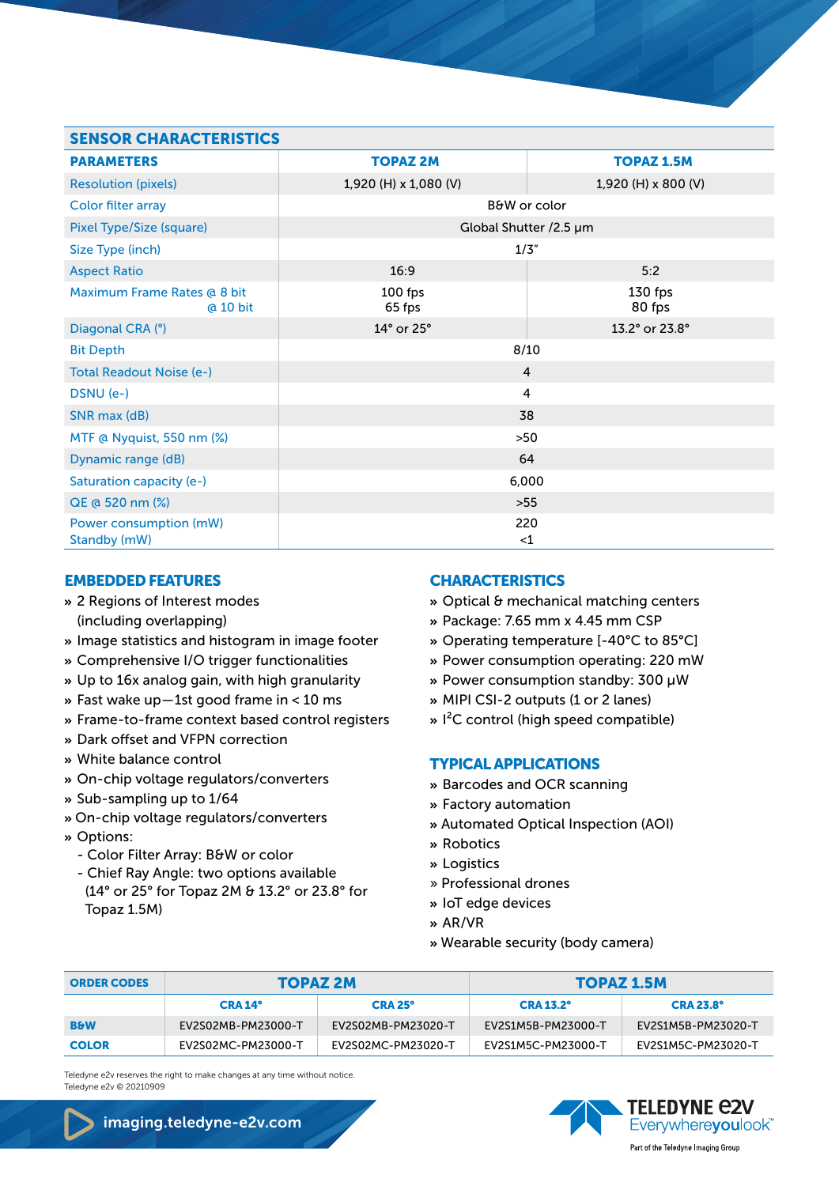## SENSOR CHARACTERISTICS

| PARAMETERS | TOPAZ 2M | TOPAZ 1.5M |
|---|---|---|
| Resolution (pixels) | 1,920 (H) x 1,080 (V) | 1,920 (H) x 800 (V) |
| Color filter array | B&W or color | |
| Pixel Type/Size (square) | Global Shutter /2.5 µm | |
| Size Type (inch) | 1/3" | |
| Aspect Ratio | 16:9 | 5:2 |
| Maximum Frame Rates @ 8 bit<br>@ 10 bit | 100 fps<br>65 fps | 130 fps<br>80 fps |
| Diagonal CRA (°) | 14° or 25° | 13.2° or 23.8° |
| Bit Depth | 8/10 | |
| Total Readout Noise (e-) | 4 | |
| DSNU (e-) | 4 | |
| SNR max (dB) | 38 | |
| MTF @ Nyquist, 550 nm (%) | >50 | |
| Dynamic range (dB) | 64 | |
| Saturation capacity (e-) | 6,000 | |
| QE @ 520 nm (%) | >55 | |
| Power consumption (mW)<br>Standby (mW) | 220<br><1 | |

## EMBEDDED FEATURES

- 2 Regions of Interest modes (including overlapping)
- Image statistics and histogram in image footer
- Comprehensive I/O trigger functionalities
- Up to 16x analog gain, with high granularity
- Fast wake up—1st good frame in < 10 ms
- Frame-to-frame context based control registers
- Dark offset and VFPN correction
- White balance control
- On-chip voltage regulators/converters
- Sub-sampling up to 1/64
- On-chip voltage regulators/converters
- Options:
  - Color Filter Array: B&W or color
  - Chief Ray Angle: two options available (14° or 25° for Topaz 2M & 13.2° or 23.8° for Topaz 1.5M)

## CHARACTERISTICS

- Optical & mechanical matching centers
- Package: 7.65 mm x 4.45 mm CSP
- Operating temperature [-40°C to 85°C]
- Power consumption operating: 220 mW
- Power consumption standby: 300 µW
- MIPI CSI-2 outputs (1 or 2 lanes)
- $I^2C$ control (high speed compatible)

## TYPICAL APPLICATIONS

- Barcodes and OCR scanning
- Factory automation
- Automated Optical Inspection (AOI)
- Robotics
- Logistics
- Professional drones
- IoT edge devices
- AR/VR
- Wearable security (body camera)

| ORDER CODES | TOPAZ 2M | | TOPAZ 1.5M | |
|---|---|---|---|---|
| | CRA 14° | CRA 25° | CRA 13.2° | CRA 23.8° |
| B&W | EV2S02MB-PM23000-T | EV2S02MB-PM23020-T | EV2S1M5B-PM23000-T | EV2S1M5B-PM23020-T |
| COLOR | EV2S02MC-PM23000-T | EV2S02MC-PM23020-T | EV2S1M5C-PM23000-T | EV2S1M5C-PM23020-T |

Teledyne e2v reserves the right to make changes at any time without notice.
Teledyne e2v © 20210909

imaging.teledyne-e2v.com

TELEDYNE e2v
Everywhereyoulook™
Part of the Teledyne Imaging Group